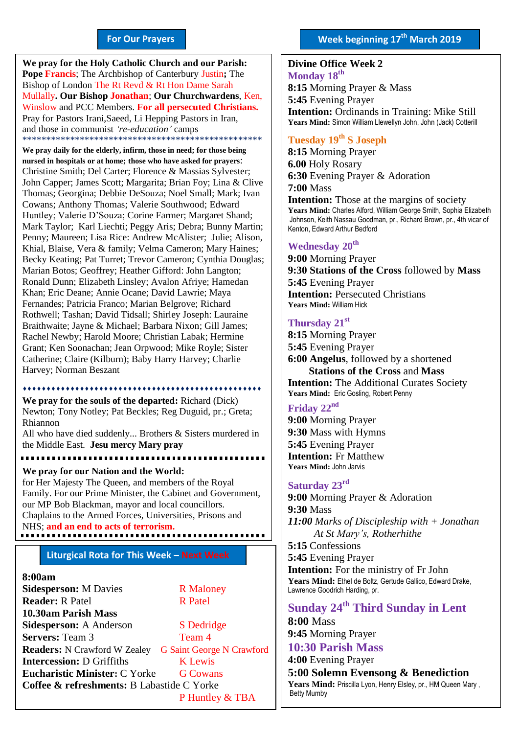## For Our Prayers

**We pray for the Holy Catholic Church and our Parish:** **Pope** **Francis**; The Archbishop of Canterbury Justin**;** The Bishop of London The Rt Revd & Rt Hon Dame Sarah Mullally**. Our Bishop** **Jonathan**; **Our Churchwardens**, Ken, Winslow and PCC Members. **For all persecuted Christians.** Pray for Pastors Irani,Saeed, Li Hepping Pastors in Iran, and those in communist *'re-education'* camps

**************************************************

**We pray daily for the elderly, infirm, those in need; for those being nursed in hospitals or at home; those who have asked for prayers**: Christine Smith; Del Carter; Florence & Massias Sylvester; John Capper; James Scott; Margarita; Brian Foy; Lina & Clive Thomas; Georgina; Debbie DeSouza; Noel Small; Mark; Ivan Cowans; Anthony Thomas; Valerie Southwood; Edward Huntley; Valerie D'Souza; Corine Farmer; Margaret Shand; Mark Taylor; Karl Liechti; Peggy Aris; Debra; Bunny Martin; Penny; Maureen; Lisa Rice: Andrew McAlister; Julie; Alison, Khial, Blaise, Vera & family; Velma Cameron; Mary Haines; Becky Keating; Pat Turret; Trevor Cameron; Cynthia Douglas; Marian Botos; Geoffrey; Heather Gifford: John Langton; Ronald Dunn; Elizabeth Linsley; Avalon Afriye; Hamedan Khan; Eric Deane; Annie Ocane; David Lawrie; Maya Fernandes; Patricia Franco; Marian Belgrove; Richard Rothwell; Tashan; David Tidsall; Shirley Joseph: Lauraine Braithwaite; Jayne & Michael; Barbara Nixon; Gill James; Rachel Newby; Harold Moore; Christian Labak; Hermine Grant; Ken Soonachan; Jean Orpwood; Mike Royle; Sister Catherine; Claire (Kilburn); Baby Harry Harvey; Charlie Harvey; Norman Beszant

**We pray for the souls of the departed:** Richard (Dick) Newton; Tony Notley; Pat Beckles; Reg Duguid, pr.; Greta; Rhiannon
All who have died suddenly... Brothers & Sisters murdered in the Middle East. **Jesu mercy Mary pray**

**We pray for our Nation and the World:**
for Her Majesty The Queen, and members of the Royal Family. For our Prime Minister, the Cabinet and Government, our MP Bob Blackman, mayor and local councillors. Chaplains to the Armed Forces, Universities, Prisons and NHS; **and an end to acts of terrorism.**

## Liturgical Rota for This Week – Next Week

| | This Week | Next Week |
|---|---|---|
| **8:00am** | | |
| **Sidesperson:** | M Davies | R Maloney |
| **Reader:** | R Patel | R Patel |
| **10.30am Parish Mass** | | |
| **Sidesperson:** | A Anderson | S Dedridge |
| **Servers:** | Team 3 | Team 4 |
| **Readers:** | N Crawford W Zealey | G Saint George N Crawford |
| **Intercession:** | D Griffiths | K Lewis |
| **Eucharistic Minister:** | C Yorke | G Cowans |
| **Coffee & refreshments:** | B Labastide C Yorke | P Huntley & TBA |

## Week beginning 17th March 2019

**Divine Office Week 2**

### Monday 18th
**8:15** Morning Prayer & Mass
**5:45** Evening Prayer
**Intention:** Ordinands in Training: Mike Still
**Years Mind:** Simon William Llewellyn John, John (Jack) Cotterill

### Tuesday 19th S Joseph
**8:15** Morning Prayer
**6.00** Holy Rosary
**6:30** Evening Prayer & Adoration
**7:00** Mass
**Intention:** Those at the margins of society
**Years Mind:** Charles Alford, William George Smith, Sophia Elizabeth Johnson, Keith Nassau Goodman, pr., Richard Brown, pr., 4th vicar of Kenton, Edward Arthur Bedford

### Wednesday 20th
**9:00** Morning Prayer
**9:30 Stations of the Cross** followed by **Mass**
**5:45** Evening Prayer
**Intention:** Persecuted Christians
**Years Mind:** William Hick

### Thursday 21st
**8:15** Morning Prayer
**5:45** Evening Prayer
**6:00 Angelus**, followed by a shortened **Stations of the Cross** and **Mass**
**Intention:** The Additional Curates Society
**Years Mind:** Eric Gosling, Robert Penny

### Friday 22nd
**9:00** Morning Prayer
**9:30** Mass with Hymns
**5:45** Evening Prayer
**Intention:** Fr Matthew
**Years Mind:** John Jarvis

### Saturday 23rd
**9:00** Morning Prayer & Adoration
**9:30** Mass
***11:00** Marks of Discipleship with + Jonathan At St Mary's, Rotherhithe*
**5:15** Confessions
**5:45** Evening Prayer
**Intention:** For the ministry of Fr John
**Years Mind:** Ethel de Boltz, Gertude Gallico, Edward Drake, Lawrence Goodrich Harding, pr.

### Sunday 24th Third Sunday in Lent
**8:00** Mass
**9:45** Morning Prayer
**10:30 Parish Mass**
**4:00** Evening Prayer
**5:00 Solemn Evensong & Benediction**
**Years Mind:** Priscilla Lyon, Henry Elsley, pr., HM Queen Mary, Betty Mumby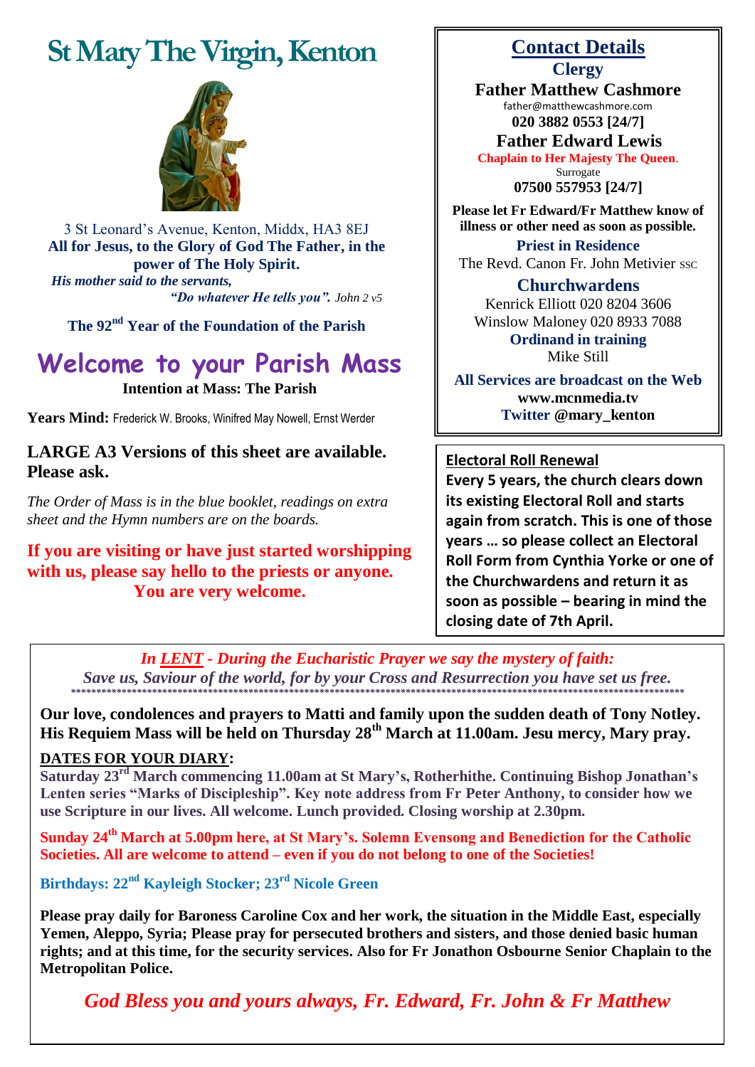# St Mary The Virgin, Kenton

3 St Leonard's Avenue, Kenton, Middx, HA3 8EJ

**All for Jesus, to the Glory of God The Father, in the power of The Holy Spirit.**

***His mother said to the servants, "Do whatever He tells you".*** *John 2 v5*

**The 92nd Year of the Foundation of the Parish**

## Welcome to your Parish Mass

**Intention at Mass: The Parish**

**Years Mind:** Frederick W. Brooks, Winifred May Nowell, Ernst Werder

**LARGE A3 Versions of this sheet are available. Please ask.**

*The Order of Mass is in the blue booklet, readings on extra sheet and the Hymn numbers are on the boards.*

**If you are visiting or have just started worshipping with us, please say hello to the priests or anyone. You are very welcome.**

## Contact Details

### Clergy

**Father Matthew Cashmore**
father@matthewcashmore.com
**020 3882 0553 [24/7]**

**Father Edward Lewis**
**Chaplain to Her Majesty The Queen.**
Surrogate
**07500 557953 [24/7]**

**Please let Fr Edward/Fr Matthew know of illness or other need as soon as possible.**

**Priest in Residence**
The Revd. Canon Fr. John Metivier SSC

**Churchwardens**
Kenrick Elliott 020 8204 3606
Winslow Maloney 020 8933 7088

**Ordinand in training**
Mike Still

**All Services are broadcast on the Web**
**www.mcnmedia.tv**
**Twitter @mary_kenton**

**Electoral Roll Renewal**

**Every 5 years, the church clears down its existing Electoral Roll and starts again from scratch. This is one of those years … so please collect an Electoral Roll Form from Cynthia Yorke or one of the Churchwardens and return it as soon as possible – bearing in mind the closing date of 7th April.**

***In LENT - During the Eucharistic Prayer we say the mystery of faith:***
***Save us, Saviour of the world, for by your Cross and Resurrection you have set us free.***

**Our love, condolences and prayers to Matti and family upon the sudden death of Tony Notley. His Requiem Mass will be held on Thursday 28th March at 11.00am. Jesu mercy, Mary pray.**

**DATES FOR YOUR DIARY:**

**Saturday 23rd March commencing 11.00am at St Mary's, Rotherhithe. Continuing Bishop Jonathan's Lenten series "Marks of Discipleship". Key note address from Fr Peter Anthony, to consider how we use Scripture in our lives. All welcome. Lunch provided. Closing worship at 2.30pm.**

**Sunday 24th March at 5.00pm here, at St Mary's. Solemn Evensong and Benediction for the Catholic Societies. All are welcome to attend – even if you do not belong to one of the Societies!**

**Birthdays: 22nd Kayleigh Stocker; 23rd Nicole Green**

**Please pray daily for Baroness Caroline Cox and her work, the situation in the Middle East, especially Yemen, Aleppo, Syria; Please pray for persecuted brothers and sisters, and those denied basic human rights; and at this time, for the security services. Also for Fr Jonathon Osbourne Senior Chaplain to the Metropolitan Police.**

***God Bless you and yours always, Fr. Edward, Fr. John & Fr Matthew***